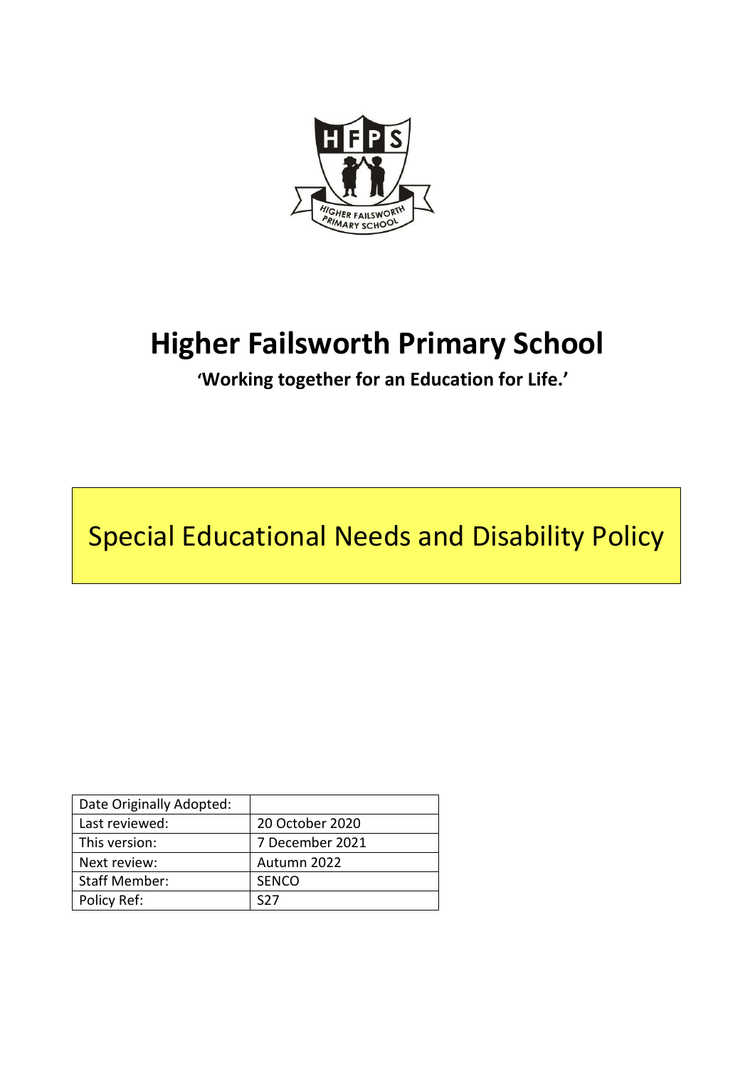# Higher Failsworth Primary School

**'Working together for an Education for Life.'**

## Special Educational Needs and Disability Policy

| Date Originally Adopted: | |
|---|---|
| Last reviewed: | 20 October 2020 |
| This version: | 7 December 2021 |
| Next review: | Autumn 2022 |
| Staff Member: | SENCO |
| Policy Ref: | S27 |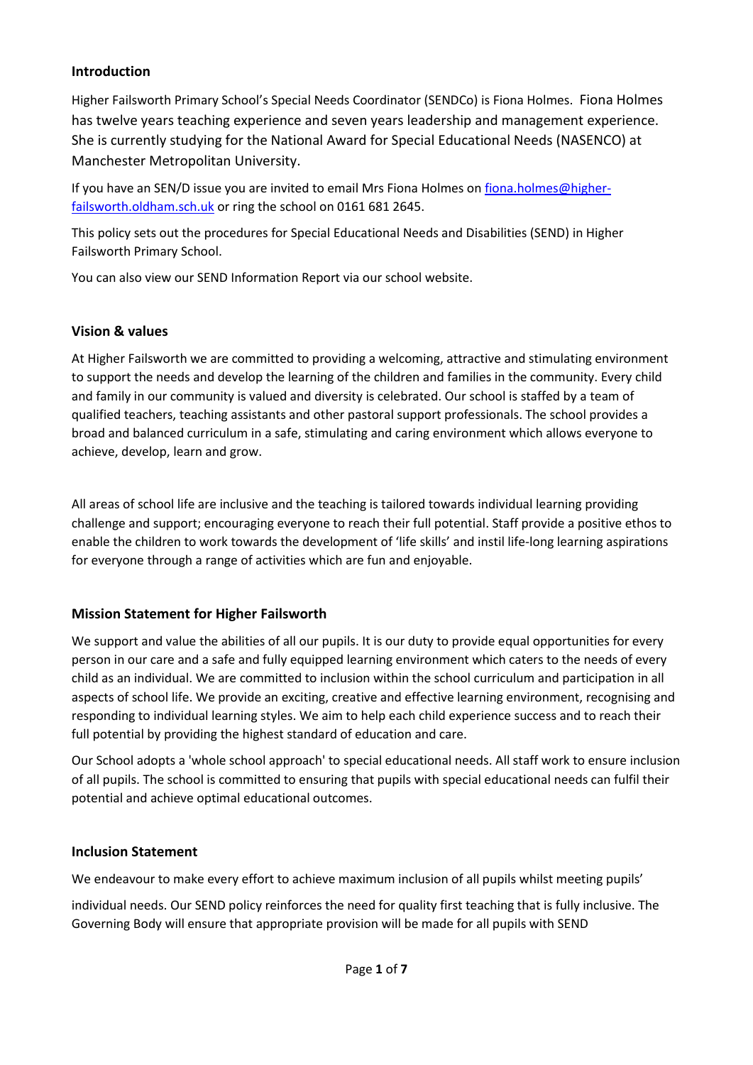## Introduction

Higher Failsworth Primary School's Special Needs Coordinator (SENDCo) is Fiona Holmes. Fiona Holmes has twelve years teaching experience and seven years leadership and management experience. She is currently studying for the National Award for Special Educational Needs (NASENCO) at Manchester Metropolitan University.

If you have an SEN/D issue you are invited to email Mrs Fiona Holmes on [fiona.holmes@higher-failsworth.oldham.sch.uk](mailto:fiona.holmes@higher-failsworth.oldham.sch.uk) or ring the school on 0161 681 2645.

This policy sets out the procedures for Special Educational Needs and Disabilities (SEND) in Higher Failsworth Primary School.

You can also view our SEND Information Report via our school website.

## Vision & values

At Higher Failsworth we are committed to providing a welcoming, attractive and stimulating environment to support the needs and develop the learning of the children and families in the community. Every child and family in our community is valued and diversity is celebrated. Our school is staffed by a team of qualified teachers, teaching assistants and other pastoral support professionals. The school provides a broad and balanced curriculum in a safe, stimulating and caring environment which allows everyone to achieve, develop, learn and grow.

All areas of school life are inclusive and the teaching is tailored towards individual learning providing challenge and support; encouraging everyone to reach their full potential. Staff provide a positive ethos to enable the children to work towards the development of 'life skills' and instil life-long learning aspirations for everyone through a range of activities which are fun and enjoyable.

## Mission Statement for Higher Failsworth

We support and value the abilities of all our pupils. It is our duty to provide equal opportunities for every person in our care and a safe and fully equipped learning environment which caters to the needs of every child as an individual. We are committed to inclusion within the school curriculum and participation in all aspects of school life. We provide an exciting, creative and effective learning environment, recognising and responding to individual learning styles. We aim to help each child experience success and to reach their full potential by providing the highest standard of education and care.

Our School adopts a 'whole school approach' to special educational needs. All staff work to ensure inclusion of all pupils. The school is committed to ensuring that pupils with special educational needs can fulfil their potential and achieve optimal educational outcomes.

## Inclusion Statement

We endeavour to make every effort to achieve maximum inclusion of all pupils whilst meeting pupils'

individual needs. Our SEND policy reinforces the need for quality first teaching that is fully inclusive. The Governing Body will ensure that appropriate provision will be made for all pupils with SEND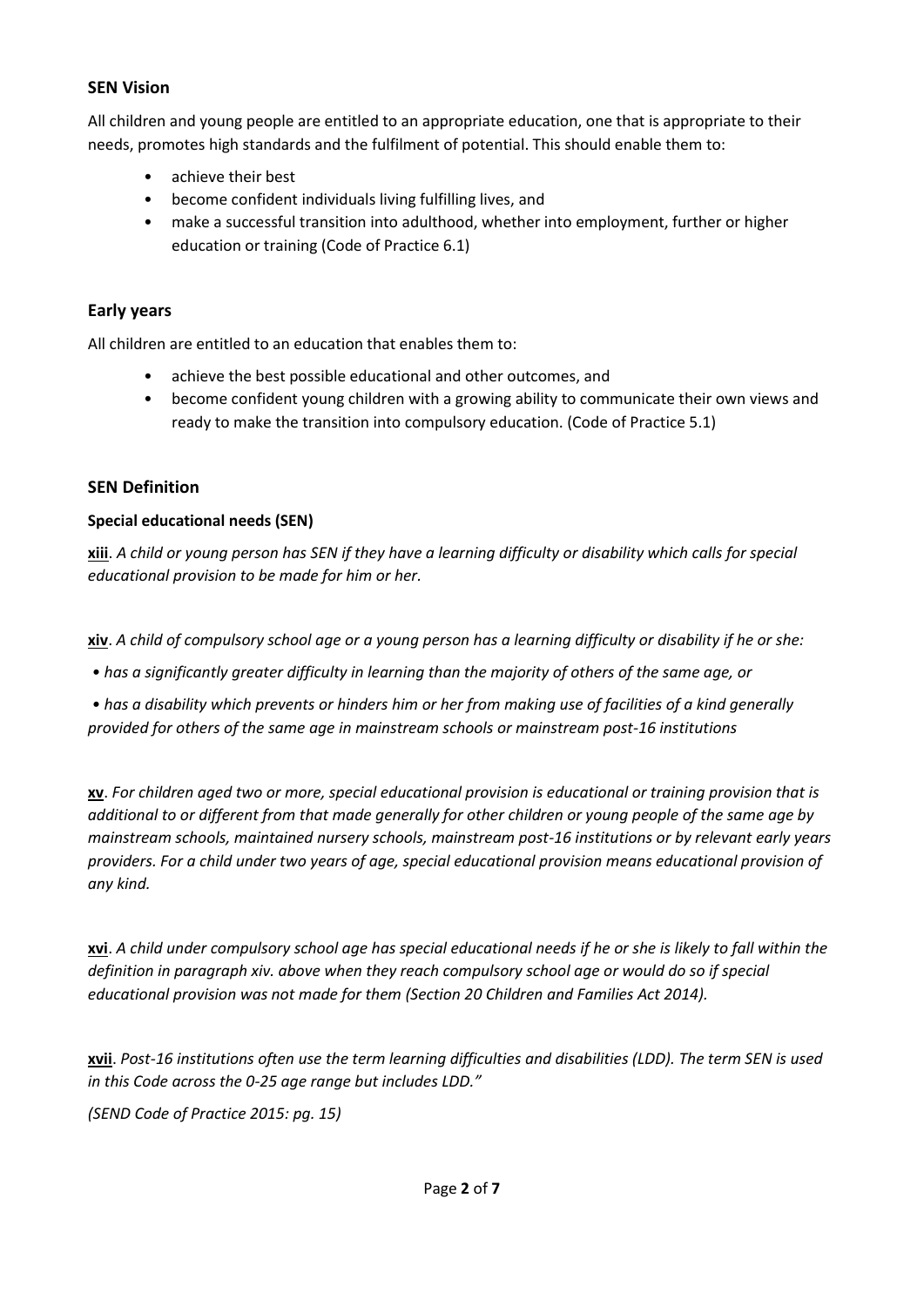## SEN Vision

All children and young people are entitled to an appropriate education, one that is appropriate to their needs, promotes high standards and the fulfilment of potential. This should enable them to:

- achieve their best
- become confident individuals living fulfilling lives, and
- make a successful transition into adulthood, whether into employment, further or higher education or training (Code of Practice 6.1)

## Early years

All children are entitled to an education that enables them to:

- achieve the best possible educational and other outcomes, and
- become confident young children with a growing ability to communicate their own views and ready to make the transition into compulsory education. (Code of Practice 5.1)

## SEN Definition

**Special educational needs (SEN)**

**xiii**. *A child or young person has SEN if they have a learning difficulty or disability which calls for special educational provision to be made for him or her.*

**xiv**. *A child of compulsory school age or a young person has a learning difficulty or disability if he or she:*

- *has a significantly greater difficulty in learning than the majority of others of the same age, or*
- *has a disability which prevents or hinders him or her from making use of facilities of a kind generally provided for others of the same age in mainstream schools or mainstream post-16 institutions*

**xv**. *For children aged two or more, special educational provision is educational or training provision that is additional to or different from that made generally for other children or young people of the same age by mainstream schools, maintained nursery schools, mainstream post-16 institutions or by relevant early years providers. For a child under two years of age, special educational provision means educational provision of any kind.*

**xvi**. *A child under compulsory school age has special educational needs if he or she is likely to fall within the definition in paragraph xiv. above when they reach compulsory school age or would do so if special educational provision was not made for them (Section 20 Children and Families Act 2014).*

**xvii**. *Post-16 institutions often use the term learning difficulties and disabilities (LDD). The term SEN is used in this Code across the 0-25 age range but includes LDD."*

*(SEND Code of Practice 2015: pg. 15)*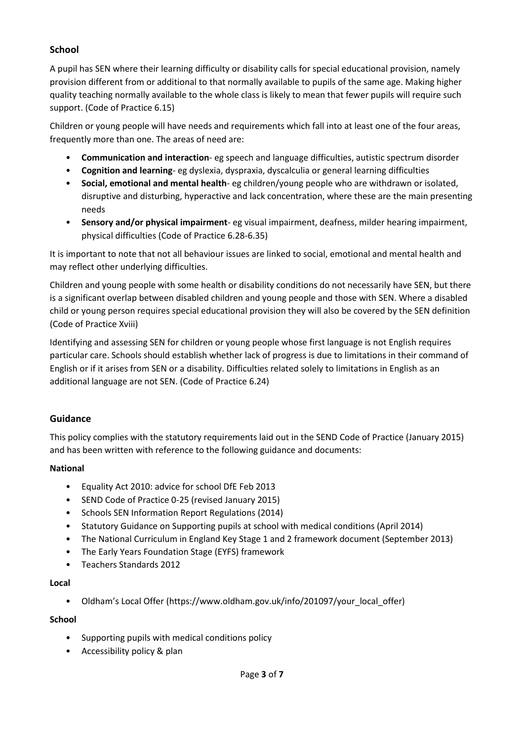## School

A pupil has SEN where their learning difficulty or disability calls for special educational provision, namely provision different from or additional to that normally available to pupils of the same age. Making higher quality teaching normally available to the whole class is likely to mean that fewer pupils will require such support. (Code of Practice 6.15)

Children or young people will have needs and requirements which fall into at least one of the four areas, frequently more than one. The areas of need are:

- **Communication and interaction**- eg speech and language difficulties, autistic spectrum disorder
- **Cognition and learning**- eg dyslexia, dyspraxia, dyscalculia or general learning difficulties
- **Social, emotional and mental health**- eg children/young people who are withdrawn or isolated, disruptive and disturbing, hyperactive and lack concentration, where these are the main presenting needs
- **Sensory and/or physical impairment**- eg visual impairment, deafness, milder hearing impairment, physical difficulties (Code of Practice 6.28-6.35)

It is important to note that not all behaviour issues are linked to social, emotional and mental health and may reflect other underlying difficulties.

Children and young people with some health or disability conditions do not necessarily have SEN, but there is a significant overlap between disabled children and young people and those with SEN. Where a disabled child or young person requires special educational provision they will also be covered by the SEN definition (Code of Practice Xviii)

Identifying and assessing SEN for children or young people whose first language is not English requires particular care. Schools should establish whether lack of progress is due to limitations in their command of English or if it arises from SEN or a disability. Difficulties related solely to limitations in English as an additional language are not SEN. (Code of Practice 6.24)

## Guidance

This policy complies with the statutory requirements laid out in the SEND Code of Practice (January 2015) and has been written with reference to the following guidance and documents:

**National**

- Equality Act 2010: advice for school DfE Feb 2013
- SEND Code of Practice 0-25 (revised January 2015)
- Schools SEN Information Report Regulations (2014)
- Statutory Guidance on Supporting pupils at school with medical conditions (April 2014)
- The National Curriculum in England Key Stage 1 and 2 framework document (September 2013)
- The Early Years Foundation Stage (EYFS) framework
- Teachers Standards 2012

**Local**

- Oldham's Local Offer (https://www.oldham.gov.uk/info/201097/your_local_offer)

**School**

- Supporting pupils with medical conditions policy
- Accessibility policy & plan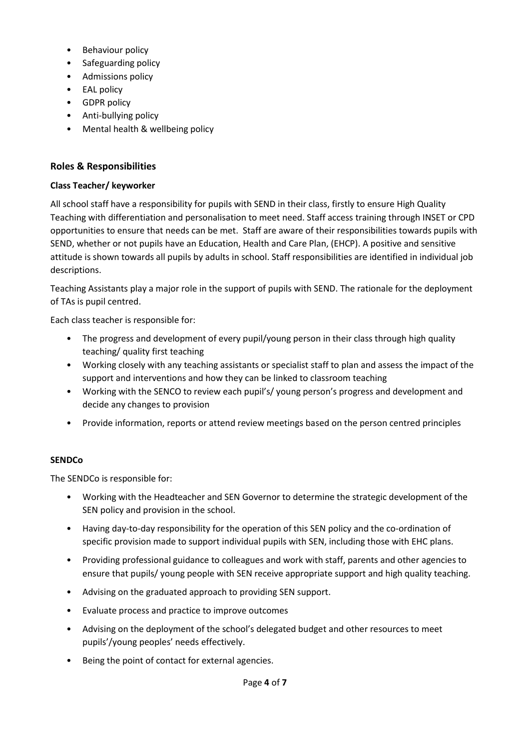- Behaviour policy
- Safeguarding policy
- Admissions policy
- EAL policy
- GDPR policy
- Anti-bullying policy
- Mental health & wellbeing policy

## Roles & Responsibilities

### Class Teacher/ keyworker

All school staff have a responsibility for pupils with SEND in their class, firstly to ensure High Quality Teaching with differentiation and personalisation to meet need. Staff access training through INSET or CPD opportunities to ensure that needs can be met. Staff are aware of their responsibilities towards pupils with SEND, whether or not pupils have an Education, Health and Care Plan, (EHCP). A positive and sensitive attitude is shown towards all pupils by adults in school. Staff responsibilities are identified in individual job descriptions.

Teaching Assistants play a major role in the support of pupils with SEND. The rationale for the deployment of TAs is pupil centred.

Each class teacher is responsible for:

- The progress and development of every pupil/young person in their class through high quality teaching/ quality first teaching
- Working closely with any teaching assistants or specialist staff to plan and assess the impact of the support and interventions and how they can be linked to classroom teaching
- Working with the SENCO to review each pupil's/ young person's progress and development and decide any changes to provision
- Provide information, reports or attend review meetings based on the person centred principles

### SENDCo

The SENDCo is responsible for:

- Working with the Headteacher and SEN Governor to determine the strategic development of the SEN policy and provision in the school.
- Having day-to-day responsibility for the operation of this SEN policy and the co-ordination of specific provision made to support individual pupils with SEN, including those with EHC plans.
- Providing professional guidance to colleagues and work with staff, parents and other agencies to ensure that pupils/ young people with SEN receive appropriate support and high quality teaching.
- Advising on the graduated approach to providing SEN support.
- Evaluate process and practice to improve outcomes
- Advising on the deployment of the school's delegated budget and other resources to meet pupils'/young peoples' needs effectively.
- Being the point of contact for external agencies.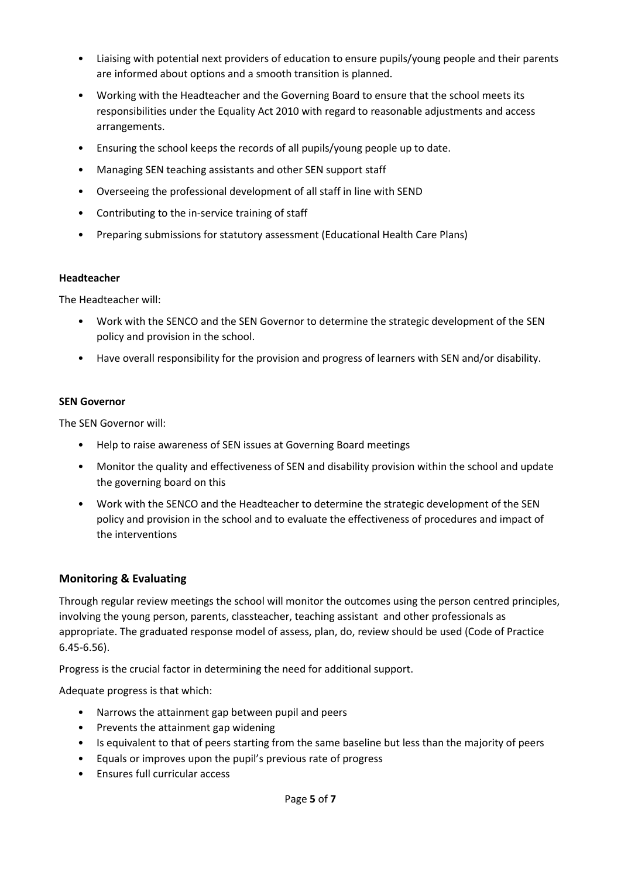- Liaising with potential next providers of education to ensure pupils/young people and their parents are informed about options and a smooth transition is planned.
- Working with the Headteacher and the Governing Board to ensure that the school meets its responsibilities under the Equality Act 2010 with regard to reasonable adjustments and access arrangements.
- Ensuring the school keeps the records of all pupils/young people up to date.
- Managing SEN teaching assistants and other SEN support staff
- Overseeing the professional development of all staff in line with SEND
- Contributing to the in-service training of staff
- Preparing submissions for statutory assessment (Educational Health Care Plans)

**Headteacher**

The Headteacher will:

- Work with the SENCO and the SEN Governor to determine the strategic development of the SEN policy and provision in the school.
- Have overall responsibility for the provision and progress of learners with SEN and/or disability.

**SEN Governor**

The SEN Governor will:

- Help to raise awareness of SEN issues at Governing Board meetings
- Monitor the quality and effectiveness of SEN and disability provision within the school and update the governing board on this
- Work with the SENCO and the Headteacher to determine the strategic development of the SEN policy and provision in the school and to evaluate the effectiveness of procedures and impact of the interventions

## Monitoring & Evaluating

Through regular review meetings the school will monitor the outcomes using the person centred principles, involving the young person, parents, classteacher, teaching assistant and other professionals as appropriate. The graduated response model of assess, plan, do, review should be used (Code of Practice 6.45-6.56).

Progress is the crucial factor in determining the need for additional support.

Adequate progress is that which:

- Narrows the attainment gap between pupil and peers
- Prevents the attainment gap widening
- Is equivalent to that of peers starting from the same baseline but less than the majority of peers
- Equals or improves upon the pupil's previous rate of progress
- Ensures full curricular access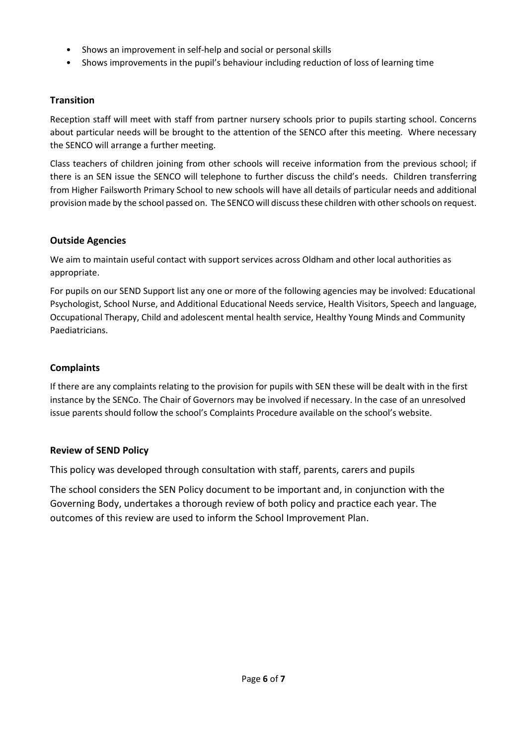- Shows an improvement in self-help and social or personal skills
- Shows improvements in the pupil's behaviour including reduction of loss of learning time

## Transition

Reception staff will meet with staff from partner nursery schools prior to pupils starting school. Concerns about particular needs will be brought to the attention of the SENCO after this meeting. Where necessary the SENCO will arrange a further meeting.

Class teachers of children joining from other schools will receive information from the previous school; if there is an SEN issue the SENCO will telephone to further discuss the child's needs. Children transferring from Higher Failsworth Primary School to new schools will have all details of particular needs and additional provision made by the school passed on. The SENCO will discuss these children with other schools on request.

## Outside Agencies

We aim to maintain useful contact with support services across Oldham and other local authorities as appropriate.

For pupils on our SEND Support list any one or more of the following agencies may be involved: Educational Psychologist, School Nurse, and Additional Educational Needs service, Health Visitors, Speech and language, Occupational Therapy, Child and adolescent mental health service, Healthy Young Minds and Community Paediatricians.

## Complaints

If there are any complaints relating to the provision for pupils with SEN these will be dealt with in the first instance by the SENCo. The Chair of Governors may be involved if necessary. In the case of an unresolved issue parents should follow the school's Complaints Procedure available on the school's website.

## Review of SEND Policy

This policy was developed through consultation with staff, parents, carers and pupils

The school considers the SEN Policy document to be important and, in conjunction with the Governing Body, undertakes a thorough review of both policy and practice each year. The outcomes of this review are used to inform the School Improvement Plan.